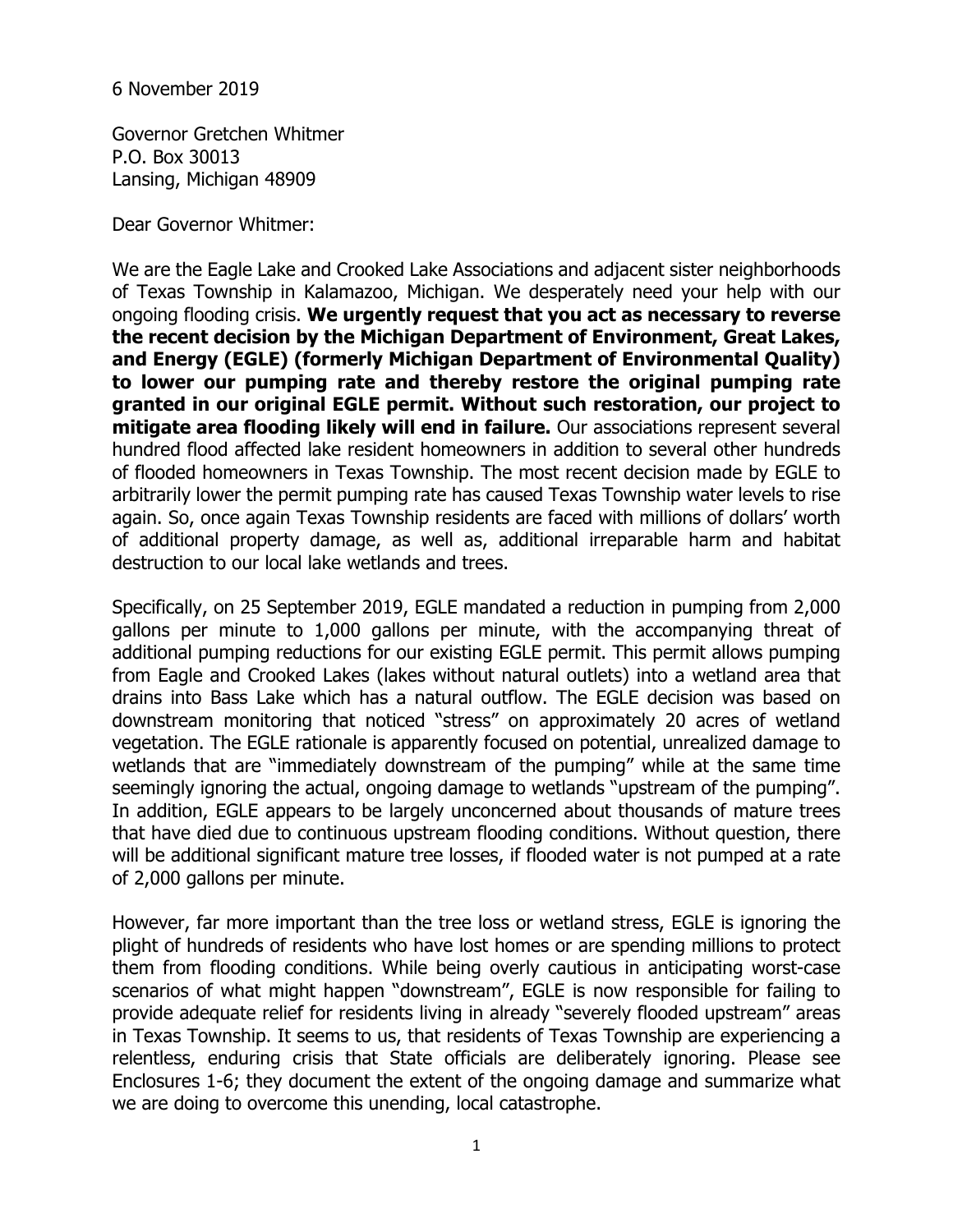6 November 2019

Governor Gretchen Whitmer
P.O. Box 30013
Lansing, Michigan 48909

Dear Governor Whitmer:

We are the Eagle Lake and Crooked Lake Associations and adjacent sister neighborhoods of Texas Township in Kalamazoo, Michigan. We desperately need your help with our ongoing flooding crisis. **We urgently request that you act as necessary to reverse the recent decision by the Michigan Department of Environment, Great Lakes, and Energy (EGLE) (formerly Michigan Department of Environmental Quality) to lower our pumping rate and thereby restore the original pumping rate granted in our original EGLE permit. Without such restoration, our project to mitigate area flooding likely will end in failure.** Our associations represent several hundred flood affected lake resident homeowners in addition to several other hundreds of flooded homeowners in Texas Township. The most recent decision made by EGLE to arbitrarily lower the permit pumping rate has caused Texas Township water levels to rise again. So, once again Texas Township residents are faced with millions of dollars' worth of additional property damage, as well as, additional irreparable harm and habitat destruction to our local lake wetlands and trees.

Specifically, on 25 September 2019, EGLE mandated a reduction in pumping from 2,000 gallons per minute to 1,000 gallons per minute, with the accompanying threat of additional pumping reductions for our existing EGLE permit. This permit allows pumping from Eagle and Crooked Lakes (lakes without natural outlets) into a wetland area that drains into Bass Lake which has a natural outflow. The EGLE decision was based on downstream monitoring that noticed "stress" on approximately 20 acres of wetland vegetation. The EGLE rationale is apparently focused on potential, unrealized damage to wetlands that are "immediately downstream of the pumping" while at the same time seemingly ignoring the actual, ongoing damage to wetlands "upstream of the pumping". In addition, EGLE appears to be largely unconcerned about thousands of mature trees that have died due to continuous upstream flooding conditions. Without question, there will be additional significant mature tree losses, if flooded water is not pumped at a rate of 2,000 gallons per minute.

However, far more important than the tree loss or wetland stress, EGLE is ignoring the plight of hundreds of residents who have lost homes or are spending millions to protect them from flooding conditions. While being overly cautious in anticipating worst-case scenarios of what might happen "downstream", EGLE is now responsible for failing to provide adequate relief for residents living in already "severely flooded upstream" areas in Texas Township. It seems to us, that residents of Texas Township are experiencing a relentless, enduring crisis that State officials are deliberately ignoring. Please see Enclosures 1-6; they document the extent of the ongoing damage and summarize what we are doing to overcome this unending, local catastrophe.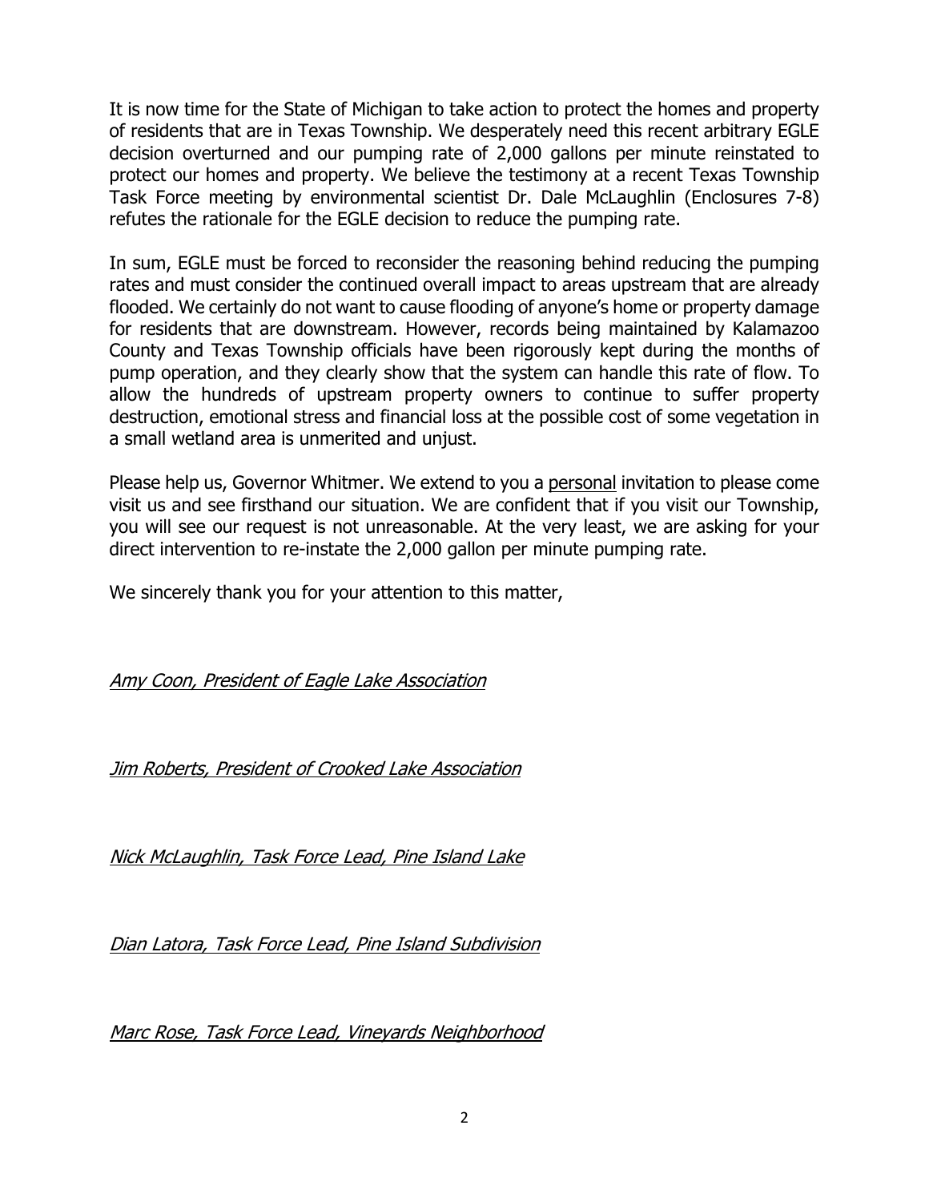It is now time for the State of Michigan to take action to protect the homes and property of residents that are in Texas Township. We desperately need this recent arbitrary EGLE decision overturned and our pumping rate of 2,000 gallons per minute reinstated to protect our homes and property. We believe the testimony at a recent Texas Township Task Force meeting by environmental scientist Dr. Dale McLaughlin (Enclosures 7-8) refutes the rationale for the EGLE decision to reduce the pumping rate.

In sum, EGLE must be forced to reconsider the reasoning behind reducing the pumping rates and must consider the continued overall impact to areas upstream that are already flooded. We certainly do not want to cause flooding of anyone's home or property damage for residents that are downstream. However, records being maintained by Kalamazoo County and Texas Township officials have been rigorously kept during the months of pump operation, and they clearly show that the system can handle this rate of flow. To allow the hundreds of upstream property owners to continue to suffer property destruction, emotional stress and financial loss at the possible cost of some vegetation in a small wetland area is unmerited and unjust.

Please help us, Governor Whitmer. We extend to you a <u>personal</u> invitation to please come visit us and see firsthand our situation. We are confident that if you visit our Township, you will see our request is not unreasonable. At the very least, we are asking for your direct intervention to re-instate the 2,000 gallon per minute pumping rate.

We sincerely thank you for your attention to this matter,

*Amy Coon, President of Eagle Lake Association*

*Jim Roberts, President of Crooked Lake Association*

*Nick McLaughlin, Task Force Lead, Pine Island Lake*

*Dian Latora, Task Force Lead, Pine Island Subdivision*

*Marc Rose, Task Force Lead, Vineyards Neighborhood*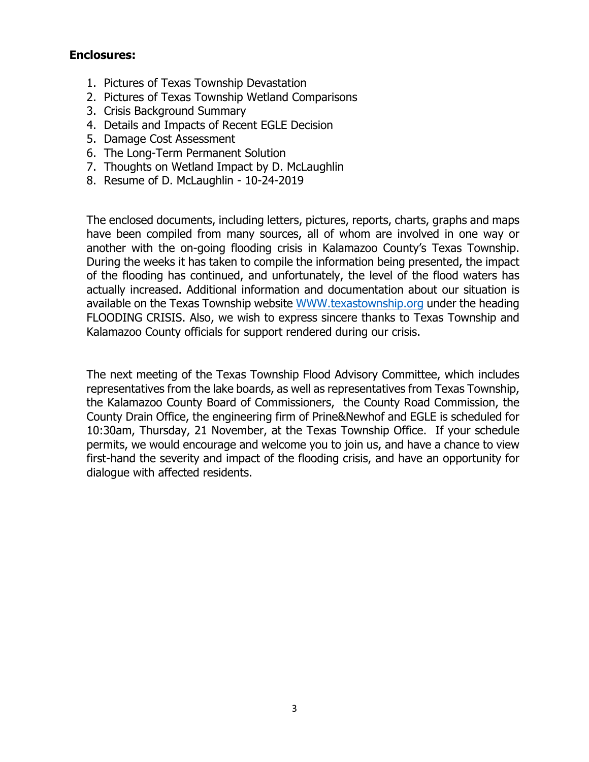**Enclosures:**

1. Pictures of Texas Township Devastation
2. Pictures of Texas Township Wetland Comparisons
3. Crisis Background Summary
4. Details and Impacts of Recent EGLE Decision
5. Damage Cost Assessment
6. The Long-Term Permanent Solution
7. Thoughts on Wetland Impact by D. McLaughlin
8. Resume of D. McLaughlin - 10-24-2019

The enclosed documents, including letters, pictures, reports, charts, graphs and maps have been compiled from many sources, all of whom are involved in one way or another with the on-going flooding crisis in Kalamazoo County's Texas Township. During the weeks it has taken to compile the information being presented, the impact of the flooding has continued, and unfortunately, the level of the flood waters has actually increased. Additional information and documentation about our situation is available on the Texas Township website [WWW.texastownship.org](http://WWW.texastownship.org) under the heading FLOODING CRISIS. Also, we wish to express sincere thanks to Texas Township and Kalamazoo County officials for support rendered during our crisis.

The next meeting of the Texas Township Flood Advisory Committee, which includes representatives from the lake boards, as well as representatives from Texas Township, the Kalamazoo County Board of Commissioners, the County Road Commission, the County Drain Office, the engineering firm of Prine&Newhof and EGLE is scheduled for 10:30am, Thursday, 21 November, at the Texas Township Office. If your schedule permits, we would encourage and welcome you to join us, and have a chance to view first-hand the severity and impact of the flooding crisis, and have an opportunity for dialogue with affected residents.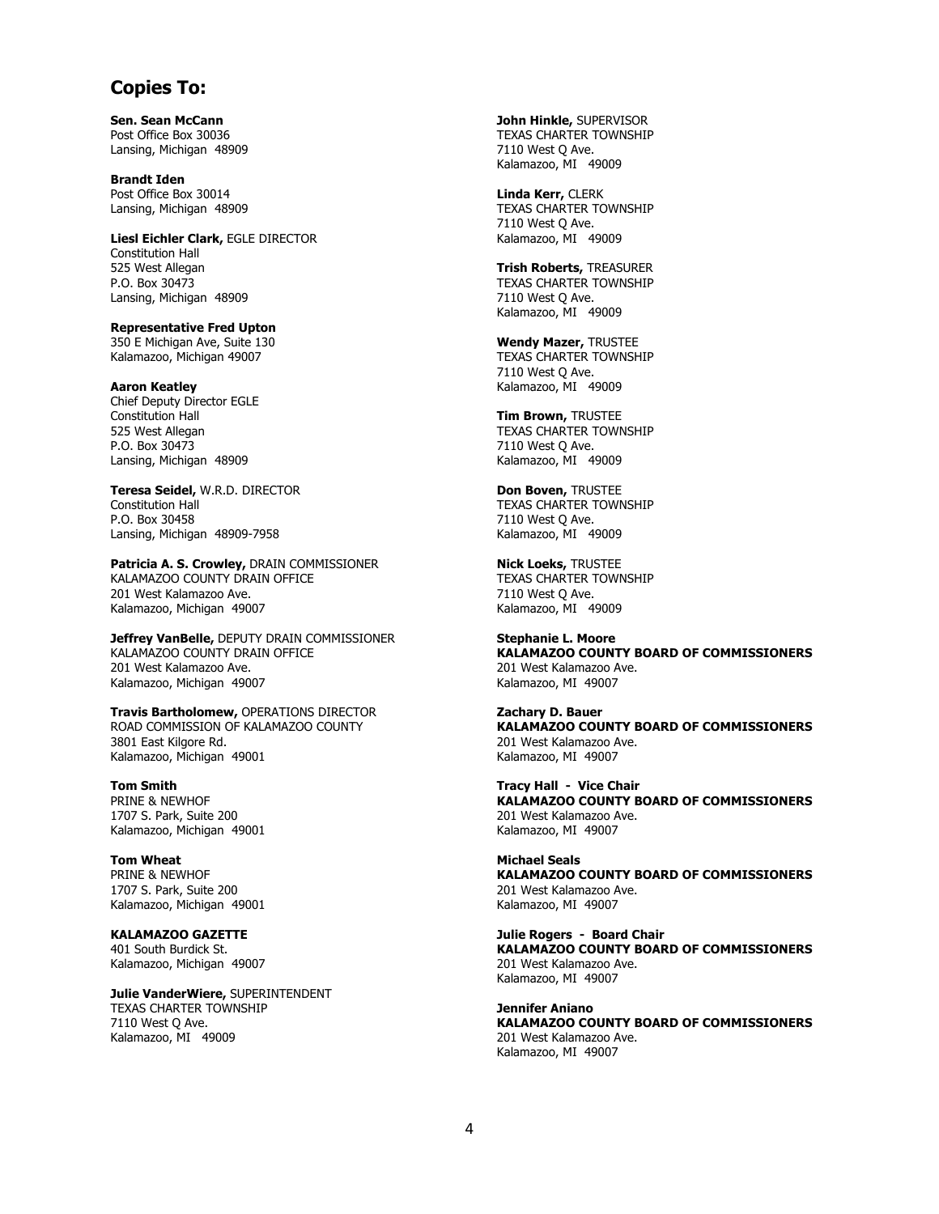## Copies To:

**Sen. Sean McCann**
Post Office Box 30036
Lansing, Michigan 48909

**Brandt Iden**
Post Office Box 30014
Lansing, Michigan 48909

**Liesl Eichler Clark,** EGLE DIRECTOR
Constitution Hall
525 West Allegan
P.O. Box 30473
Lansing, Michigan 48909

**Representative Fred Upton**
350 E Michigan Ave, Suite 130
Kalamazoo, Michigan 49007

**Aaron Keatley**
Chief Deputy Director EGLE
Constitution Hall
525 West Allegan
P.O. Box 30473
Lansing, Michigan 48909

**Teresa Seidel,** W.R.D. DIRECTOR
Constitution Hall
P.O. Box 30458
Lansing, Michigan 48909-7958

**Patricia A. S. Crowley,** DRAIN COMMISSIONER
KALAMAZOO COUNTY DRAIN OFFICE
201 West Kalamazoo Ave.
Kalamazoo, Michigan 49007

**Jeffrey VanBelle,** DEPUTY DRAIN COMMISSIONER
KALAMAZOO COUNTY DRAIN OFFICE
201 West Kalamazoo Ave.
Kalamazoo, Michigan 49007

**Travis Bartholomew,** OPERATIONS DIRECTOR
ROAD COMMISSION OF KALAMAZOO COUNTY
3801 East Kilgore Rd.
Kalamazoo, Michigan 49001

**Tom Smith**
PRINE & NEWHOF
1707 S. Park, Suite 200
Kalamazoo, Michigan 49001

**Tom Wheat**
PRINE & NEWHOF
1707 S. Park, Suite 200
Kalamazoo, Michigan 49001

**KALAMAZOO GAZETTE**
401 South Burdick St.
Kalamazoo, Michigan 49007

**Julie VanderWiere,** SUPERINTENDENT
TEXAS CHARTER TOWNSHIP
7110 West Q Ave.
Kalamazoo, MI 49009

**John Hinkle,** SUPERVISOR
TEXAS CHARTER TOWNSHIP
7110 West Q Ave.
Kalamazoo, MI 49009

**Linda Kerr,** CLERK
TEXAS CHARTER TOWNSHIP
7110 West Q Ave.
Kalamazoo, MI 49009

**Trish Roberts,** TREASURER
TEXAS CHARTER TOWNSHIP
7110 West Q Ave.
Kalamazoo, MI 49009

**Wendy Mazer,** TRUSTEE
TEXAS CHARTER TOWNSHIP
7110 West Q Ave.
Kalamazoo, MI 49009

**Tim Brown,** TRUSTEE
TEXAS CHARTER TOWNSHIP
7110 West Q Ave.
Kalamazoo, MI 49009

**Don Boven,** TRUSTEE
TEXAS CHARTER TOWNSHIP
7110 West Q Ave.
Kalamazoo, MI 49009

**Nick Loeks,** TRUSTEE
TEXAS CHARTER TOWNSHIP
7110 West Q Ave.
Kalamazoo, MI 49009

**Stephanie L. Moore**
**KALAMAZOO COUNTY BOARD OF COMMISSIONERS**
201 West Kalamazoo Ave.
Kalamazoo, MI 49007

**Zachary D. Bauer**
**KALAMAZOO COUNTY BOARD OF COMMISSIONERS**
201 West Kalamazoo Ave.
Kalamazoo, MI 49007

**Tracy Hall - Vice Chair**
**KALAMAZOO COUNTY BOARD OF COMMISSIONERS**
201 West Kalamazoo Ave.
Kalamazoo, MI 49007

**Michael Seals**
**KALAMAZOO COUNTY BOARD OF COMMISSIONERS**
201 West Kalamazoo Ave.
Kalamazoo, MI 49007

**Julie Rogers - Board Chair**
**KALAMAZOO COUNTY BOARD OF COMMISSIONERS**
201 West Kalamazoo Ave.
Kalamazoo, MI 49007

**Jennifer Aniano**
**KALAMAZOO COUNTY BOARD OF COMMISSIONERS**
201 West Kalamazoo Ave.
Kalamazoo, MI 49007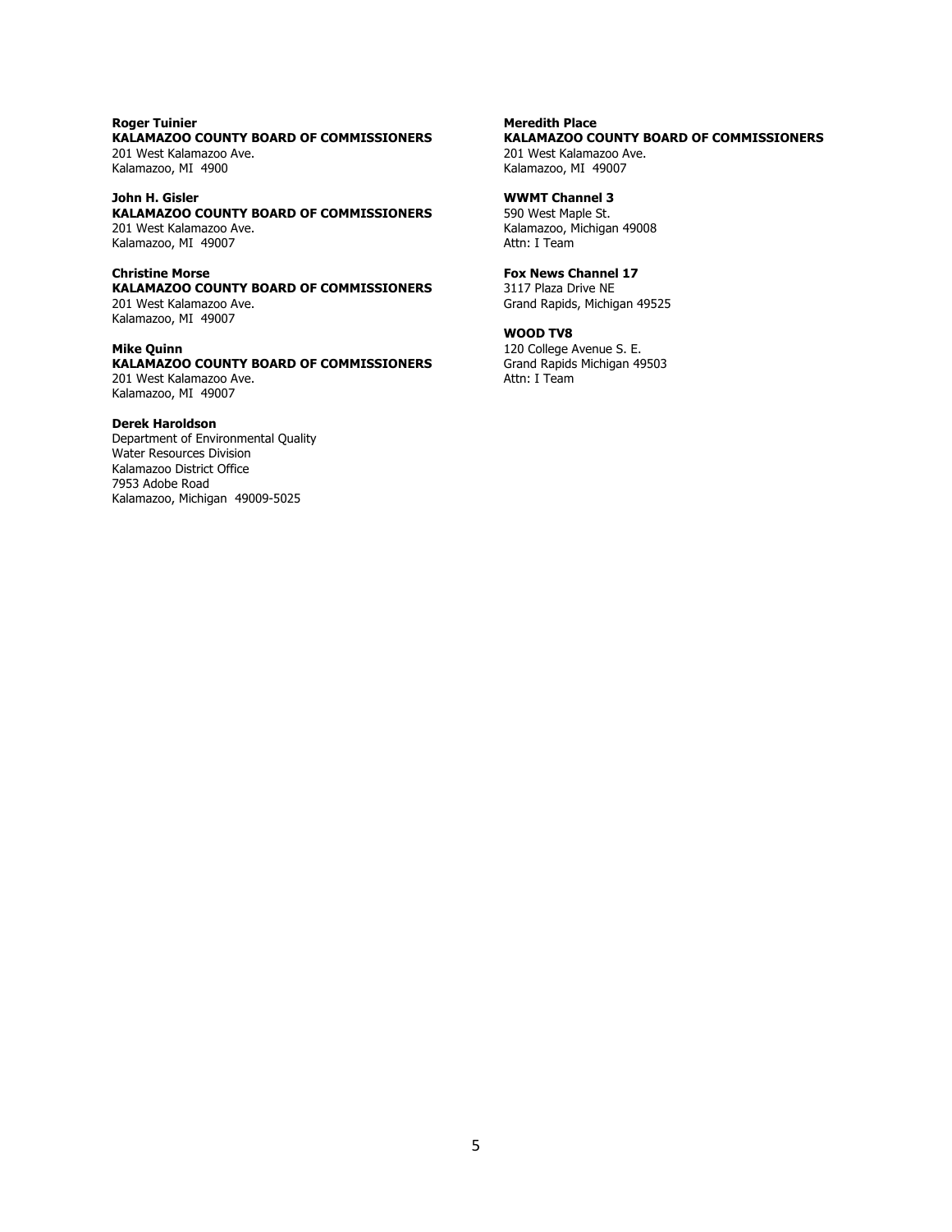**Roger Tuinier**
**KALAMAZOO COUNTY BOARD OF COMMISSIONERS**
201 West Kalamazoo Ave.
Kalamazoo, MI 4900

**John H. Gisler**
**KALAMAZOO COUNTY BOARD OF COMMISSIONERS**
201 West Kalamazoo Ave.
Kalamazoo, MI 49007

**Christine Morse**
**KALAMAZOO COUNTY BOARD OF COMMISSIONERS**
201 West Kalamazoo Ave.
Kalamazoo, MI 49007

**Mike Quinn**
**KALAMAZOO COUNTY BOARD OF COMMISSIONERS**
201 West Kalamazoo Ave.
Kalamazoo, MI 49007

**Derek Haroldson**
Department of Environmental Quality
Water Resources Division
Kalamazoo District Office
7953 Adobe Road
Kalamazoo, Michigan 49009-5025

**Meredith Place**
**KALAMAZOO COUNTY BOARD OF COMMISSIONERS**
201 West Kalamazoo Ave.
Kalamazoo, MI 49007

**WWMT Channel 3**
590 West Maple St.
Kalamazoo, Michigan 49008
Attn: I Team

**Fox News Channel 17**
3117 Plaza Drive NE
Grand Rapids, Michigan 49525

**WOOD TV8**
120 College Avenue S. E.
Grand Rapids Michigan 49503
Attn: I Team